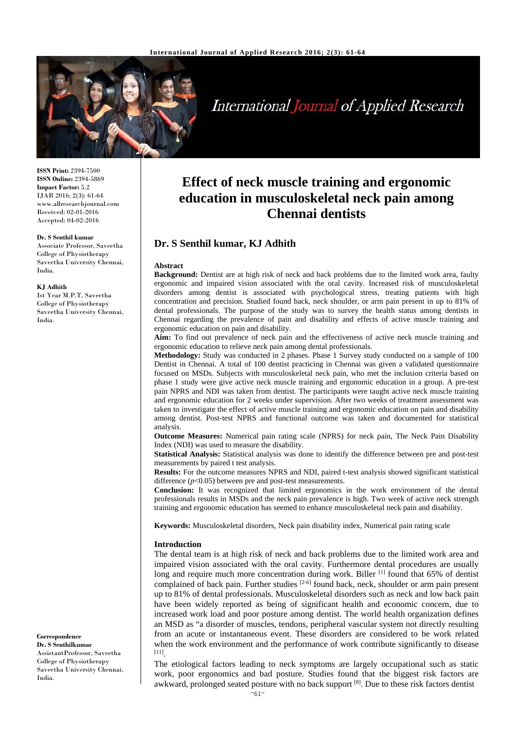**ISSN Print:** 2394-7500
**ISSN Online:** 2394-5869
**Impact Factor:** 5.2
IJAR 2016; 2(3): 61-64
www.allresearchjournal.com
Received: 02-01-2016
Accepted: 04-02-2016

**Dr. S Senthil kumar**
Associate Professor, Saveetha College of Physiotherapy Saveetha University Chennai, India.

**KJ Adhith**
Ist Year M.P.T, Saveetha College of Physiotherapy Saveetha University Chennai, India.

**Correspondence**
**Dr. S Senthilkumar**
AssistantProfessor, Saveetha College of Physiotherapy Saveetha University Chennai, India.

# Effect of neck muscle training and ergonomic education in musculoskeletal neck pain among Chennai dentists

## Dr. S Senthil kumar, KJ Adhith

### Abstract

**Background:** Dentist are at high risk of neck and back problems due to the limited work area, faulty ergonomic and impaired vision associated with the oral cavity. Increased risk of musculoskeletal disorders among dentist is associated with psychological stress, treating patients with high concentration and precision. Studied found back, neck shoulder, or arm pain present in up to 81% of dental professionals. The purpose of the study was to survey the health status among dentists in Chennai regarding the prevalence of pain and disability and effects of active muscle training and ergonomic education on pain and disability.

**Aim:** To find out prevalence of neck pain and the effectiveness of active neck muscle training and ergonomic education to relieve neck pain among dental professionals.

**Methodology:** Study was conducted in 2 phases. Phase 1 Survey study conducted on a sample of 100 Dentist in Chennai. A total of 100 dentist practicing in Chennai was given a validated questionnaire focused on MSDs. Subjects with musculoskeletal neck pain, who met the inclusion criteria based on phase 1 study were give active neck muscle training and ergonomic education in a group. A pre-test pain NPRS and NDI was taken from dentist. The participants were taught active neck muscle training and ergonomic education for 2 weeks under supervision. After two weeks of treatment assessment was taken to investigate the effect of active muscle training and ergonomic education on pain and disability among dentist. Post-test NPRS and functional outcome was taken and documented for statistical analysis.

**Outcome Measures:** Numerical pain rating scale (NPRS) for neck pain, The Neck Pain Disability Index (NDI) was used to measure the disability.

**Statistical Analysis:** Statistical analysis was done to identify the difference between pre and post-test measurements by paired t test analysis.

**Results:** For the outcome measures NPRS and NDI, paired t-test analysis showed significant statistical difference ($p<0.05$) between pre and post-test measurements.

**Conclusion:** It was recognized that limited ergonomics in the work environment of the dental professionals results in MSDs and the neck pain prevalence is high. Two week of active neck strength training and ergonomic education has seemed to enhance musculoskeletal neck pain and disability.

**Keywords:** Musculoskeletal disorders, Neck pain disability index, Numerical pain rating scale

### Introduction

The dental team is at high risk of neck and back problems due to the limited work area and impaired vision associated with the oral cavity. Furthermore dental procedures are usually long and require much more concentration during work. Biller [1] found that 65% of dentist complained of back pain. Further studies [2-6] found back, neck, shoulder or arm pain present up to 81% of dental professionals. Musculoskeletal disorders such as neck and low back pain have been widely reported as being of significant health and economic concern, due to increased work load and poor posture among dentist. The world health organization defines an MSD as "a disorder of muscles, tendons, peripheral vascular system not directly resulting from an acute or instantaneous event. These disorders are considered to be work related when the work environment and the performance of work contribute significantly to disease [11].

The etiological factors leading to neck symptoms are largely occupational such as static work, poor ergonomics and bad posture. Studies found that the biggest risk factors are awkward, prolonged seated posture with no back support [8]. Due to these risk factors dentist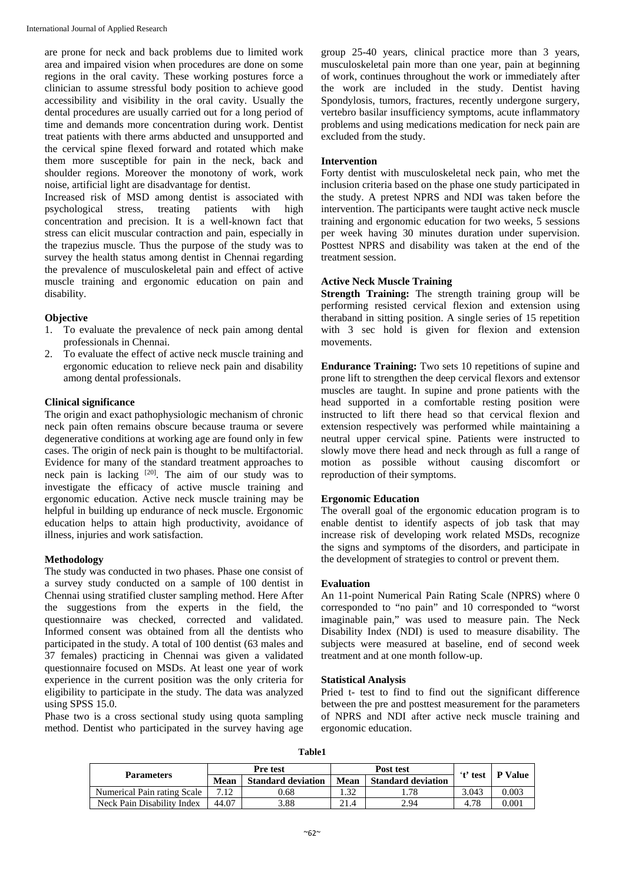are prone for neck and back problems due to limited work area and impaired vision when procedures are done on some regions in the oral cavity. These working postures force a clinician to assume stressful body position to achieve good accessibility and visibility in the oral cavity. Usually the dental procedures are usually carried out for a long period of time and demands more concentration during work. Dentist treat patients with there arms abducted and unsupported and the cervical spine flexed forward and rotated which make them more susceptible for pain in the neck, back and shoulder regions. Moreover the monotony of work, work noise, artificial light are disadvantage for dentist.

Increased risk of MSD among dentist is associated with psychological stress, treating patients with high concentration and precision. It is a well-known fact that stress can elicit muscular contraction and pain, especially in the trapezius muscle. Thus the purpose of the study was to survey the health status among dentist in Chennai regarding the prevalence of musculoskeletal pain and effect of active muscle training and ergonomic education on pain and disability.

### Objective

1. To evaluate the prevalence of neck pain among dental professionals in Chennai.
2. To evaluate the effect of active neck muscle training and ergonomic education to relieve neck pain and disability among dental professionals.

### Clinical significance

The origin and exact pathophysiologic mechanism of chronic neck pain often remains obscure because trauma or severe degenerative conditions at working age are found only in few cases. The origin of neck pain is thought to be multifactorial. Evidence for many of the standard treatment approaches to neck pain is lacking [20]. The aim of our study was to investigate the efficacy of active muscle training and ergonomic education. Active neck muscle training may be helpful in building up endurance of neck muscle. Ergonomic education helps to attain high productivity, avoidance of illness, injuries and work satisfaction.

### Methodology

The study was conducted in two phases. Phase one consist of a survey study conducted on a sample of 100 dentist in Chennai using stratified cluster sampling method. Here After the suggestions from the experts in the field, the questionnaire was checked, corrected and validated. Informed consent was obtained from all the dentists who participated in the study. A total of 100 dentist (63 males and 37 females) practicing in Chennai was given a validated questionnaire focused on MSDs. At least one year of work experience in the current position was the only criteria for eligibility to participate in the study. The data was analyzed using SPSS 15.0.

Phase two is a cross sectional study using quota sampling method. Dentist who participated in the survey having age group 25-40 years, clinical practice more than 3 years, musculoskeletal pain more than one year, pain at beginning of work, continues throughout the work or immediately after the work are included in the study. Dentist having Spondylosis, tumors, fractures, recently undergone surgery, vertebro basilar insufficiency symptoms, acute inflammatory problems and using medications medication for neck pain are excluded from the study.

### Intervention

Forty dentist with musculoskeletal neck pain, who met the inclusion criteria based on the phase one study participated in the study. A pretest NPRS and NDI was taken before the intervention. The participants were taught active neck muscle training and ergonomic education for two weeks, 5 sessions per week having 30 minutes duration under supervision. Posttest NPRS and disability was taken at the end of the treatment session.

### Active Neck Muscle Training

**Strength Training:** The strength training group will be performing resisted cervical flexion and extension using theraband in sitting position. A single series of 15 repetition with 3 sec hold is given for flexion and extension movements.

**Endurance Training:** Two sets 10 repetitions of supine and prone lift to strengthen the deep cervical flexors and extensor muscles are taught. In supine and prone patients with the head supported in a comfortable resting position were instructed to lift there head so that cervical flexion and extension respectively was performed while maintaining a neutral upper cervical spine. Patients were instructed to slowly move there head and neck through as full a range of motion as possible without causing discomfort or reproduction of their symptoms.

### Ergonomic Education

The overall goal of the ergonomic education program is to enable dentist to identify aspects of job task that may increase risk of developing work related MSDs, recognize the signs and symptoms of the disorders, and participate in the development of strategies to control or prevent them.

### Evaluation

An 11-point Numerical Pain Rating Scale (NPRS) where 0 corresponded to "no pain" and 10 corresponded to "worst imaginable pain," was used to measure pain. The Neck Disability Index (NDI) is used to measure disability. The subjects were measured at baseline, end of second week treatment and at one month follow-up.

### Statistical Analysis

Pried t- test to find to find out the significant difference between the pre and posttest measurement for the parameters of NPRS and NDI after active neck muscle training and ergonomic education.

**Table1**

| Parameters | Pre test | | Post test | | 't' test | P Value |
|---|---|---|---|---|---|---|
| | Mean | Standard deviation | Mean | Standard deviation | | |
| Numerical Pain rating Scale | 7.12 | 0.68 | 1.32 | 1.78 | 3.043 | 0.003 |
| Neck Pain Disability Index | 44.07 | 3.88 | 21.4 | 2.94 | 4.78 | 0.001 |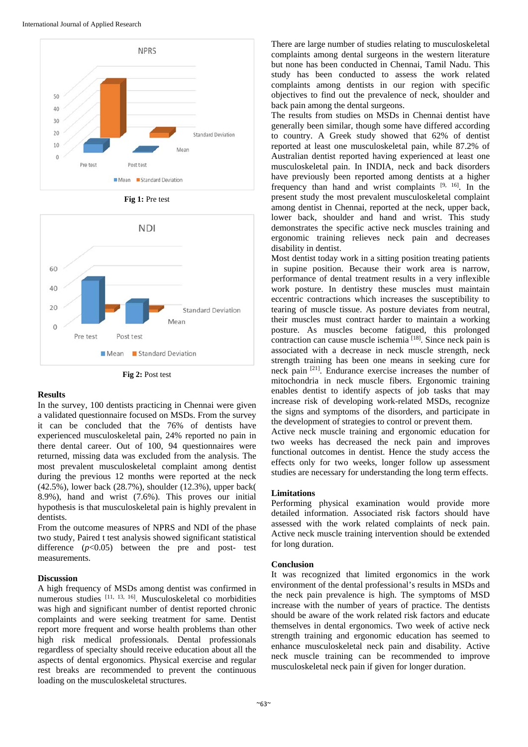Fig 1: Pre test

Fig 2: Post test

### Results

In the survey, 100 dentists practicing in Chennai were given a validated questionnaire focused on MSDs. From the survey it can be concluded that the 76% of dentists have experienced musculoskeletal pain, 24% reported no pain in there dental career. Out of 100, 94 questionnaires were returned, missing data was excluded from the analysis. The most prevalent musculoskeletal complaint among dentist during the previous 12 months were reported at the neck (42.5%), lower back (28.7%), shoulder (12.3%), upper back( 8.9%), hand and wrist (7.6%). This proves our initial hypothesis is that musculoskeletal pain is highly prevalent in dentists.

From the outcome measures of NPRS and NDI of the phase two study, Paired t test analysis showed significant statistical difference ($p<0.05$) between the pre and post- test measurements.

### Discussion

A high frequency of MSDs among dentist was confirmed in numerous studies [11, 13, 16]. Musculoskeletal co morbidities was high and significant number of dentist reported chronic complaints and were seeking treatment for same. Dentist report more frequent and worse health problems than other high risk medical professionals. Dental professionals regardless of specialty should receive education about all the aspects of dental ergonomics. Physical exercise and regular rest breaks are recommended to prevent the continuous loading on the musculoskeletal structures.

There are large number of studies relating to musculoskeletal complaints among dental surgeons in the western literature but none has been conducted in Chennai, Tamil Nadu. This study has been conducted to assess the work related complaints among dentists in our region with specific objectives to find out the prevalence of neck, shoulder and back pain among the dental surgeons.

The results from studies on MSDs in Chennai dentist have generally been similar, though some have differed according to country. A Greek study showed that 62% of dentist reported at least one musculoskeletal pain, while 87.2% of Australian dentist reported having experienced at least one musculoskeletal pain. In INDIA, neck and back disorders have previously been reported among dentists at a higher frequency than hand and wrist complaints [9, 16]. In the present study the most prevalent musculoskeletal complaint among dentist in Chennai, reported at the neck, upper back, lower back, shoulder and hand and wrist. This study demonstrates the specific active neck muscles training and ergonomic training relieves neck pain and decreases disability in dentist.

Most dentist today work in a sitting position treating patients in supine position. Because their work area is narrow, performance of dental treatment results in a very inflexible work posture. In dentistry these muscles must maintain eccentric contractions which increases the susceptibility to tearing of muscle tissue. As posture deviates from neutral, their muscles must contract harder to maintain a working posture. As muscles become fatigued, this prolonged contraction can cause muscle ischemia [18]. Since neck pain is associated with a decrease in neck muscle strength, neck strength training has been one means in seeking cure for neck pain [21]. Endurance exercise increases the number of mitochondria in neck muscle fibers. Ergonomic training enables dentist to identify aspects of job tasks that may increase risk of developing work-related MSDs, recognize the signs and symptoms of the disorders, and participate in the development of strategies to control or prevent them.

Active neck muscle training and ergonomic education for two weeks has decreased the neck pain and improves functional outcomes in dentist. Hence the study access the effects only for two weeks, longer follow up assessment studies are necessary for understanding the long term effects.

### Limitations

Performing physical examination would provide more detailed information. Associated risk factors should have assessed with the work related complaints of neck pain. Active neck muscle training intervention should be extended for long duration.

### Conclusion

It was recognized that limited ergonomics in the work environment of the dental professional's results in MSDs and the neck pain prevalence is high. The symptoms of MSD increase with the number of years of practice. The dentists should be aware of the work related risk factors and educate themselves in dental ergonomics. Two week of active neck strength training and ergonomic education has seemed to enhance musculoskeletal neck pain and disability. Active neck muscle training can be recommended to improve musculoskeletal neck pain if given for longer duration.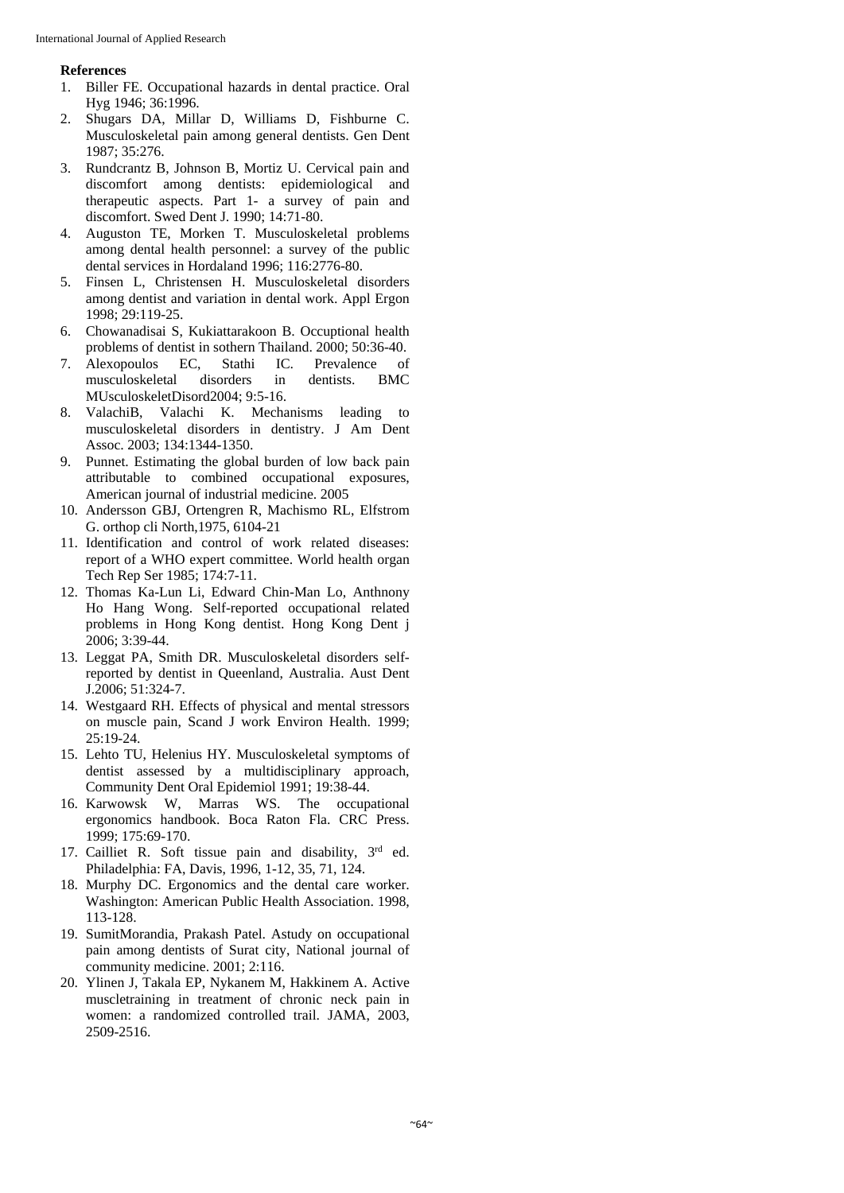**References**

1. Biller FE. Occupational hazards in dental practice. Oral Hyg 1946; 36:1996.
2. Shugars DA, Millar D, Williams D, Fishburne C. Musculoskeletal pain among general dentists. Gen Dent 1987; 35:276.
3. Rundcrantz B, Johnson B, Mortiz U. Cervical pain and discomfort among dentists: epidemiological and therapeutic aspects. Part 1- a survey of pain and discomfort. Swed Dent J. 1990; 14:71-80.
4. Auguston TE, Morken T. Musculoskeletal problems among dental health personnel: a survey of the public dental services in Hordaland 1996; 116:2776-80.
5. Finsen L, Christensen H. Musculoskeletal disorders among dentist and variation in dental work. Appl Ergon 1998; 29:119-25.
6. Chowanadisai S, Kukiattarakoon B. Occuptional health problems of dentist in sothern Thailand. 2000; 50:36-40.
7. Alexopoulos EC, Stathi IC. Prevalence of musculoskeletal disorders in dentists. BMC MUsculoskeletDisord2004; 9:5-16.
8. ValachiB, Valachi K. Mechanisms leading to musculoskeletal disorders in dentistry. J Am Dent Assoc. 2003; 134:1344-1350.
9. Punnet. Estimating the global burden of low back pain attributable to combined occupational exposures, American journal of industrial medicine. 2005
10. Andersson GBJ, Ortengren R, Machismo RL, Elfstrom G. orthop cli North,1975, 6104-21
11. Identification and control of work related diseases: report of a WHO expert committee. World health organ Tech Rep Ser 1985; 174:7-11.
12. Thomas Ka-Lun Li, Edward Chin-Man Lo, Anthnony Ho Hang Wong. Self-reported occupational related problems in Hong Kong dentist. Hong Kong Dent j 2006; 3:39-44.
13. Leggat PA, Smith DR. Musculoskeletal disorders self-reported by dentist in Queenland, Australia. Aust Dent J.2006; 51:324-7.
14. Westgaard RH. Effects of physical and mental stressors on muscle pain, Scand J work Environ Health. 1999; 25:19-24.
15. Lehto TU, Helenius HY. Musculoskeletal symptoms of dentist assessed by a multidisciplinary approach, Community Dent Oral Epidemiol 1991; 19:38-44.
16. Karwowsk W, Marras WS. The occupational ergonomics handbook. Boca Raton Fla. CRC Press. 1999; 175:69-170.
17. Cailliet R. Soft tissue pain and disability, 3rd ed. Philadelphia: FA, Davis, 1996, 1-12, 35, 71, 124.
18. Murphy DC. Ergonomics and the dental care worker. Washington: American Public Health Association. 1998, 113-128.
19. SumitMorandia, Prakash Patel. Astudy on occupational pain among dentists of Surat city, National journal of community medicine. 2001; 2:116.
20. Ylinen J, Takala EP, Nykanem M, Hakkinem A. Active muscletraining in treatment of chronic neck pain in women: a randomized controlled trail. JAMA, 2003, 2509-2516.